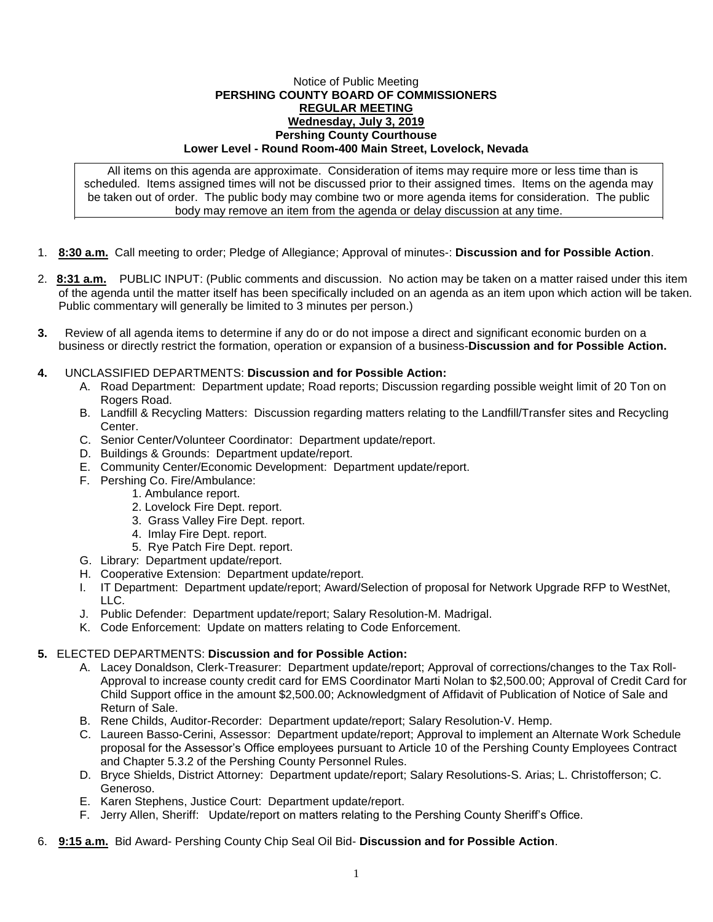Notice of Public Meeting

**PERSHING COUNTY BOARD OF COMMISSIONERS**

**REGULAR MEETING**

**Wednesday, July 3, 2019**

**Pershing County Courthouse**

**Lower Level - Round Room-400 Main Street, Lovelock, Nevada**

All items on this agenda are approximate. Consideration of items may require more or less time than is scheduled. Items assigned times will not be discussed prior to their assigned times. Items on the agenda may be taken out of order. The public body may combine two or more agenda items for consideration. The public body may remove an item from the agenda or delay discussion at any time.

1. **8:30 a.m.** Call meeting to order; Pledge of Allegiance; Approval of minutes-: **Discussion and for Possible Action**.

2. **8:31 a.m.** PUBLIC INPUT: (Public comments and discussion. No action may be taken on a matter raised under this item of the agenda until the matter itself has been specifically included on an agenda as an item upon which action will be taken. Public commentary will generally be limited to 3 minutes per person.)

3. Review of all agenda items to determine if any do or do not impose a direct and significant economic burden on a business or directly restrict the formation, operation or expansion of a business-**Discussion and for Possible Action.**

4. UNCLASSIFIED DEPARTMENTS: **Discussion and for Possible Action:**
   - A. Road Department: Department update; Road reports; Discussion regarding possible weight limit of 20 Ton on Rogers Road.
   - B. Landfill & Recycling Matters: Discussion regarding matters relating to the Landfill/Transfer sites and Recycling Center.
   - C. Senior Center/Volunteer Coordinator: Department update/report.
   - D. Buildings & Grounds: Department update/report.
   - E. Community Center/Economic Development: Department update/report.
   - F. Pershing Co. Fire/Ambulance:
     1. Ambulance report.
     2. Lovelock Fire Dept. report.
     3. Grass Valley Fire Dept. report.
     4. Imlay Fire Dept. report.
     5. Rye Patch Fire Dept. report.
   - G. Library: Department update/report.
   - H. Cooperative Extension: Department update/report.
   - I. IT Department: Department update/report; Award/Selection of proposal for Network Upgrade RFP to WestNet, LLC.
   - J. Public Defender: Department update/report; Salary Resolution-M. Madrigal.
   - K. Code Enforcement: Update on matters relating to Code Enforcement.

5. ELECTED DEPARTMENTS: **Discussion and for Possible Action:**
   - A. Lacey Donaldson, Clerk-Treasurer: Department update/report; Approval of corrections/changes to the Tax Roll-Approval to increase county credit card for EMS Coordinator Marti Nolan to $2,500.00; Approval of Credit Card for Child Support office in the amount $2,500.00; Acknowledgment of Affidavit of Publication of Notice of Sale and Return of Sale.
   - B. Rene Childs, Auditor-Recorder: Department update/report; Salary Resolution-V. Hemp.
   - C. Laureen Basso-Cerini, Assessor: Department update/report; Approval to implement an Alternate Work Schedule proposal for the Assessor's Office employees pursuant to Article 10 of the Pershing County Employees Contract and Chapter 5.3.2 of the Pershing County Personnel Rules.
   - D. Bryce Shields, District Attorney: Department update/report; Salary Resolutions-S. Arias; L. Christofferson; C. Generoso.
   - E. Karen Stephens, Justice Court: Department update/report.
   - F. Jerry Allen, Sheriff: Update/report on matters relating to the Pershing County Sheriff's Office.

6. **9:15 a.m.** Bid Award- Pershing County Chip Seal Oil Bid- **Discussion and for Possible Action**.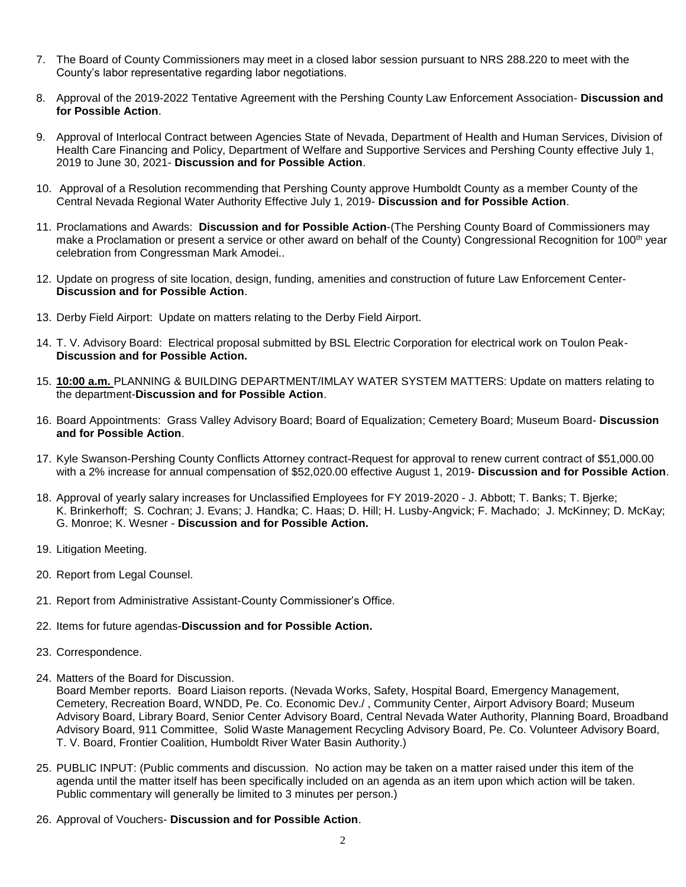7. The Board of County Commissioners may meet in a closed labor session pursuant to NRS 288.220 to meet with the County's labor representative regarding labor negotiations.

8. Approval of the 2019-2022 Tentative Agreement with the Pershing County Law Enforcement Association- **Discussion and for Possible Action**.

9. Approval of Interlocal Contract between Agencies State of Nevada, Department of Health and Human Services, Division of Health Care Financing and Policy, Department of Welfare and Supportive Services and Pershing County effective July 1, 2019 to June 30, 2021- **Discussion and for Possible Action**.

10. Approval of a Resolution recommending that Pershing County approve Humboldt County as a member County of the Central Nevada Regional Water Authority Effective July 1, 2019- **Discussion and for Possible Action**.

11. Proclamations and Awards: **Discussion and for Possible Action**-(The Pershing County Board of Commissioners may make a Proclamation or present a service or other award on behalf of the County) Congressional Recognition for 100th year celebration from Congressman Mark Amodei..

12. Update on progress of site location, design, funding, amenities and construction of future Law Enforcement Center- **Discussion and for Possible Action**.

13. Derby Field Airport: Update on matters relating to the Derby Field Airport.

14. T. V. Advisory Board: Electrical proposal submitted by BSL Electric Corporation for electrical work on Toulon Peak- **Discussion and for Possible Action.**

15. **10:00 a.m.** PLANNING & BUILDING DEPARTMENT/IMLAY WATER SYSTEM MATTERS: Update on matters relating to the department-**Discussion and for Possible Action**.

16. Board Appointments: Grass Valley Advisory Board; Board of Equalization; Cemetery Board; Museum Board- **Discussion and for Possible Action**.

17. Kyle Swanson-Pershing County Conflicts Attorney contract-Request for approval to renew current contract of $51,000.00 with a 2% increase for annual compensation of $52,020.00 effective August 1, 2019- **Discussion and for Possible Action**.

18. Approval of yearly salary increases for Unclassified Employees for FY 2019-2020 - J. Abbott; T. Banks; T. Bjerke; K. Brinkerhoff; S. Cochran; J. Evans; J. Handka; C. Haas; D. Hill; H. Lusby-Angvick; F. Machado; J. McKinney; D. McKay; G. Monroe; K. Wesner - **Discussion and for Possible Action.**

19. Litigation Meeting.

20. Report from Legal Counsel.

21. Report from Administrative Assistant-County Commissioner's Office.

22. Items for future agendas-**Discussion and for Possible Action.**

23. Correspondence.

24. Matters of the Board for Discussion.
    Board Member reports. Board Liaison reports. (Nevada Works, Safety, Hospital Board, Emergency Management, Cemetery, Recreation Board, WNDD, Pe. Co. Economic Dev./ , Community Center, Airport Advisory Board; Museum Advisory Board, Library Board, Senior Center Advisory Board, Central Nevada Water Authority, Planning Board, Broadband Advisory Board, 911 Committee, Solid Waste Management Recycling Advisory Board, Pe. Co. Volunteer Advisory Board, T. V. Board, Frontier Coalition, Humboldt River Water Basin Authority.)

25. PUBLIC INPUT: (Public comments and discussion. No action may be taken on a matter raised under this item of the agenda until the matter itself has been specifically included on an agenda as an item upon which action will be taken. Public commentary will generally be limited to 3 minutes per person.)

26. Approval of Vouchers- **Discussion and for Possible Action**.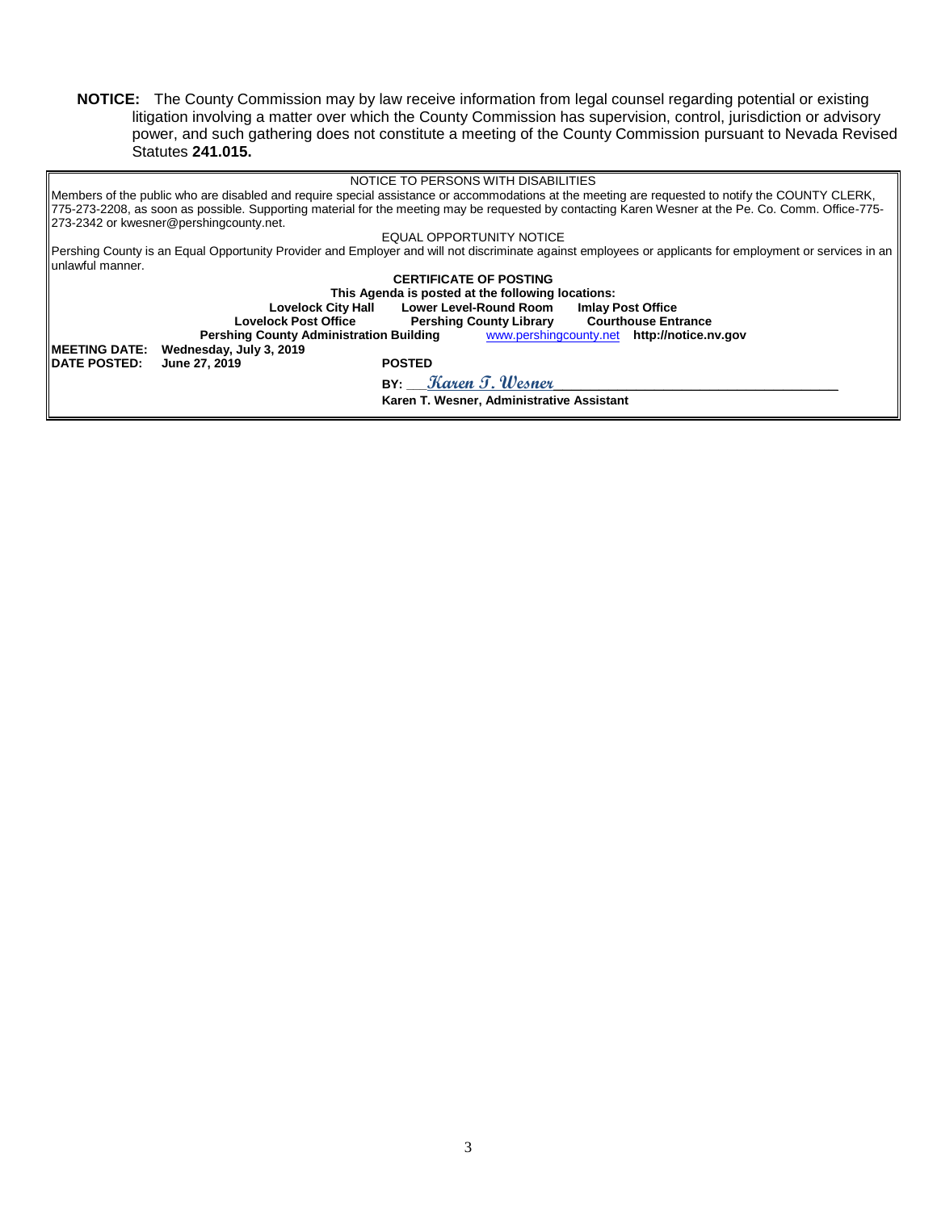**NOTICE:** The County Commission may by law receive information from legal counsel regarding potential or existing litigation involving a matter over which the County Commission has supervision, control, jurisdiction or advisory power, and such gathering does not constitute a meeting of the County Commission pursuant to Nevada Revised Statutes **241.015.**

NOTICE TO PERSONS WITH DISABILITIES

Members of the public who are disabled and require special assistance or accommodations at the meeting are requested to notify the COUNTY CLERK, 775-273-2208, as soon as possible. Supporting material for the meeting may be requested by contacting Karen Wesner at the Pe. Co. Comm. Office-775-273-2342 or kwesner@pershingcounty.net.

EQUAL OPPORTUNITY NOTICE

Pershing County is an Equal Opportunity Provider and Employer and will not discriminate against employees or applicants for employment or services in an unlawful manner.

**CERTIFICATE OF POSTING**

**This Agenda is posted at the following locations:**

**Lovelock City Hall** **Lower Level-Round Room** **Imlay Post Office**
**Lovelock Post Office** **Pershing County Library** **Courthouse Entrance**
**Pershing County Administration Building** www.pershingcounty.net **http://notice.nv.gov**

**MEETING DATE: Wednesday, July 3, 2019**
**DATE POSTED: June 27, 2019** **POSTED**

**BY:** *Karen T. Wesner*

**Karen T. Wesner, Administrative Assistant**